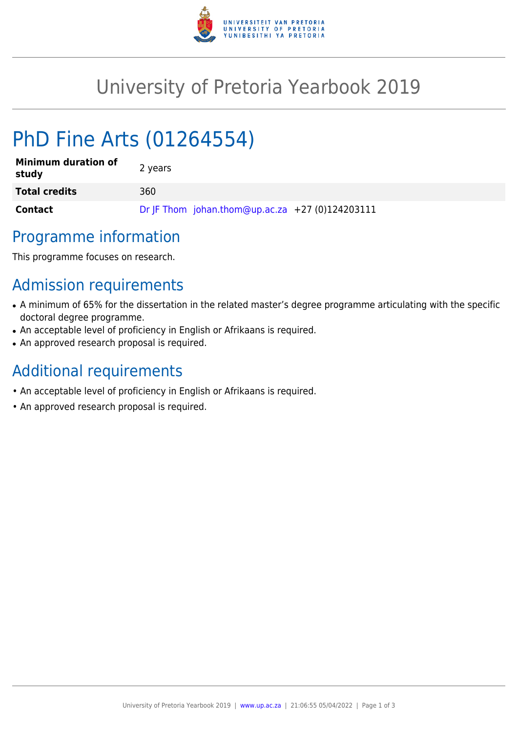# University of Pretoria Yearbook 2019

# PhD Fine Arts (01264554)

| | |
|---|---|
| **Minimum duration of study** | 2 years |
| **Total credits** | 360 |
| **Contact** | Dr JF Thom johan.thom@up.ac.za +27 (0)124203111 |

## Programme information

This programme focuses on research.

## Admission requirements

- A minimum of 65% for the dissertation in the related master's degree programme articulating with the specific doctoral degree programme.
- An acceptable level of proficiency in English or Afrikaans is required.
- An approved research proposal is required.

## Additional requirements

- An acceptable level of proficiency in English or Afrikaans is required.
- An approved research proposal is required.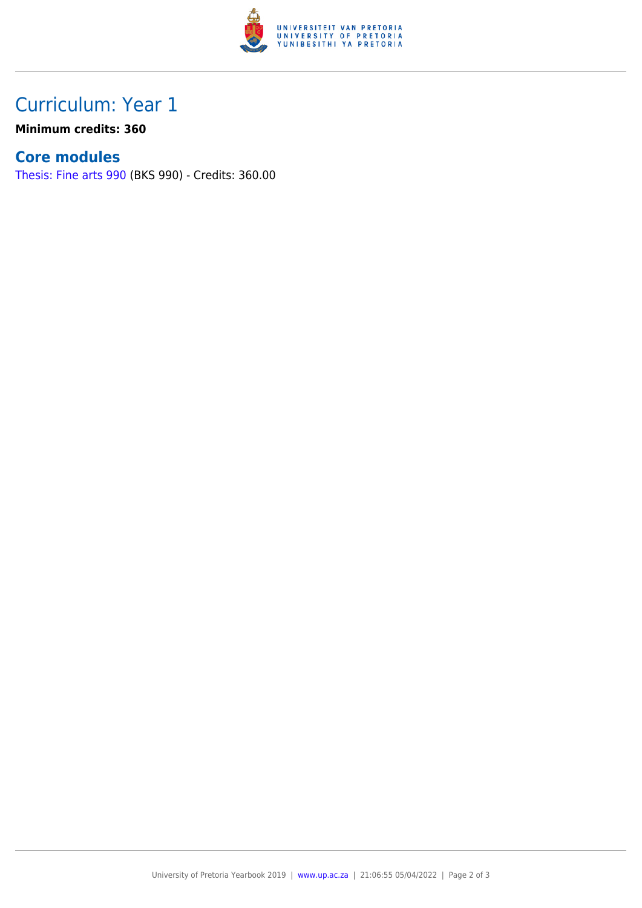# Curriculum: Year 1

**Minimum credits: 360**

## Core modules

Thesis: Fine arts 990 (BKS 990) - Credits: 360.00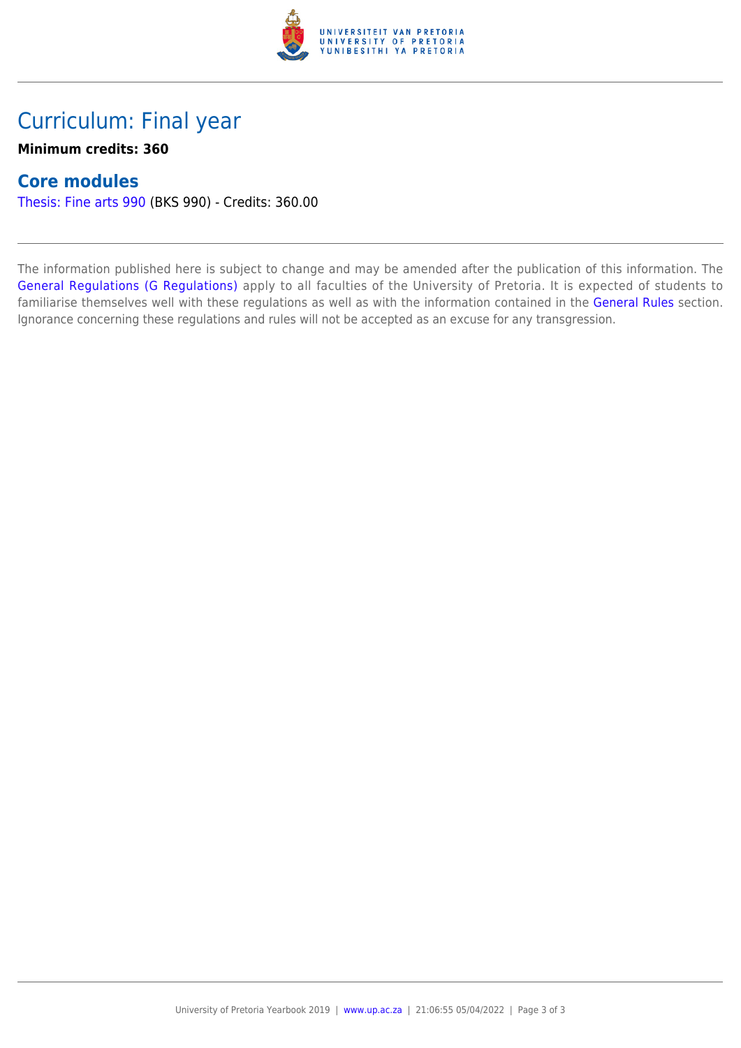## Curriculum: Final year

**Minimum credits: 360**

### Core modules

Thesis: Fine arts 990 (BKS 990) - Credits: 360.00

The information published here is subject to change and may be amended after the publication of this information. The General Regulations (G Regulations) apply to all faculties of the University of Pretoria. It is expected of students to familiarise themselves well with these regulations as well as with the information contained in the General Rules section. Ignorance concerning these regulations and rules will not be accepted as an excuse for any transgression.